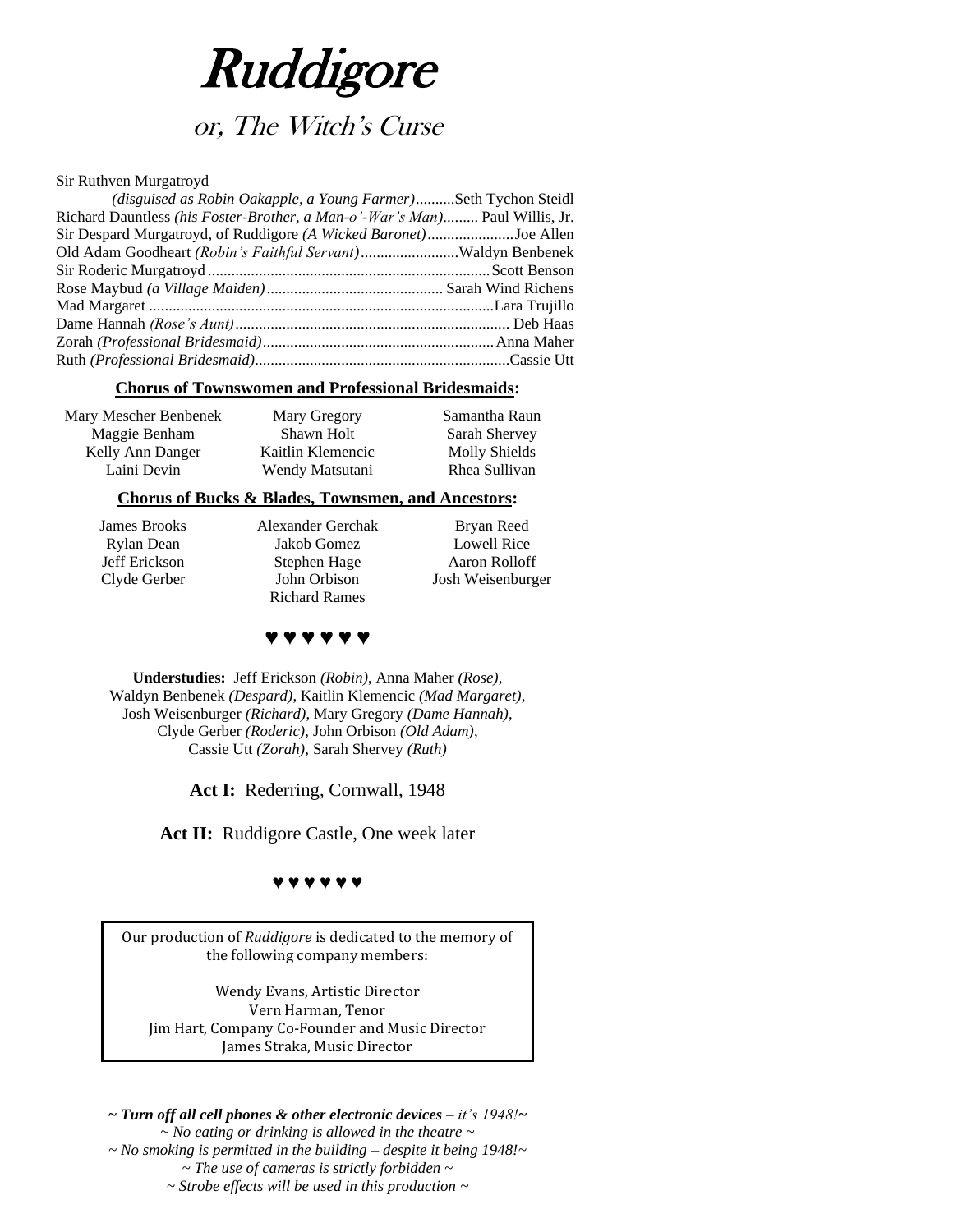# Ruddigore

## or, The Witch's Curse

Sir Ruthven Murgatroyd
*(disguised as Robin Oakapple, a Young Farmer)*..........Seth Tychon Steidl
Richard Dauntless *(his Foster-Brother, a Man-o'-War's Man)*......... Paul Willis, Jr.
Sir Despard Murgatroyd, of Ruddigore *(A Wicked Baronet)*......................Joe Allen
Old Adam Goodheart *(Robin's Faithful Servant)*.........................Waldyn Benbenek
Sir Roderic Murgatroyd.......................................................................Scott Benson
Rose Maybud *(a Village Maiden)*............................................ Sarah Wind Richens
Mad Margaret .......................................................................................Lara Trujillo
Dame Hannah *(Rose's Aunt)*..................................................................... Deb Haas
Zorah *(Professional Bridesmaid)*...........................................................Anna Maher
Ruth *(Professional Bridesmaid)*.................................................................Cassie Utt

**Chorus of Townswomen and Professional Bridesmaids:**

Mary Mescher Benbenek
Maggie Benham
Kelly Ann Danger
Laini Devin
Mary Gregory
Shawn Holt
Kaitlin Klemencic
Wendy Matsutani
Samantha Raun
Sarah Shervey
Molly Shields
Rhea Sullivan

**Chorus of Bucks & Blades, Townsmen, and Ancestors:**

James Brooks
Rylan Dean
Jeff Erickson
Clyde Gerber
Alexander Gerchak
Jakob Gomez
Stephen Hage
John Orbison
Richard Rames
Bryan Reed
Lowell Rice
Aaron Rolloff
Josh Weisenburger

♥ ♥ ♥ ♥ ♥ ♥

**Understudies:** Jeff Erickson *(Robin)*, Anna Maher *(Rose)*, Waldyn Benbenek *(Despard)*, Kaitlin Klemencic *(Mad Margaret)*, Josh Weisenburger *(Richard)*, Mary Gregory *(Dame Hannah)*, Clyde Gerber *(Roderic)*, John Orbison *(Old Adam)*, Cassie Utt *(Zorah)*, Sarah Shervey *(Ruth)*

**Act I:** Rederring, Cornwall, 1948

**Act II:** Ruddigore Castle, One week later

♥ ♥ ♥ ♥ ♥ ♥

Our production of *Ruddigore* is dedicated to the memory of the following company members:

Wendy Evans, Artistic Director
Vern Harman, Tenor
Jim Hart, Company Co-Founder and Music Director
James Straka, Music Director

***~ Turn off all cell phones & other electronic devices** – it's 1948!~*
*~ No eating or drinking is allowed in the theatre ~*
*~ No smoking is permitted in the building – despite it being 1948!~*
*~ The use of cameras is strictly forbidden ~*
*~ Strobe effects will be used in this production ~*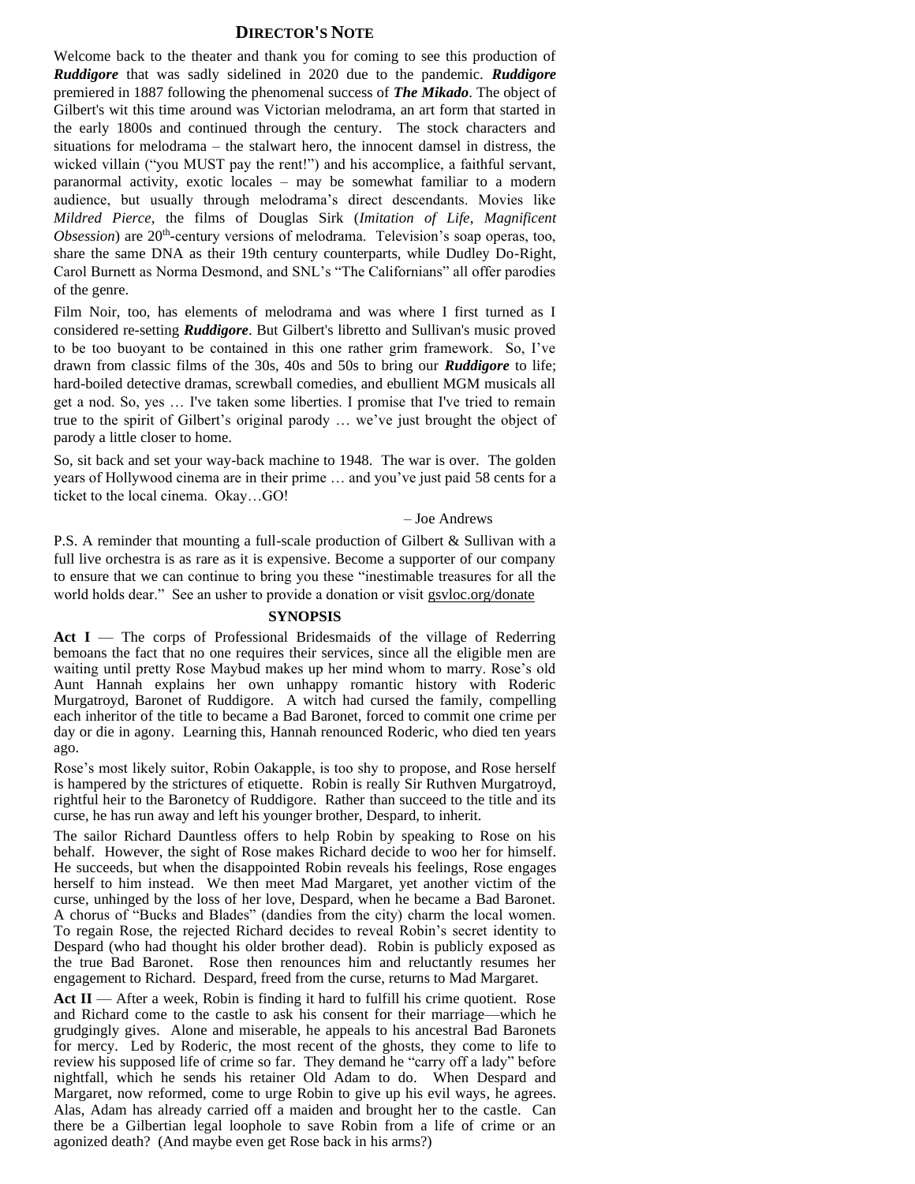## Director's Note

Welcome back to the theater and thank you for coming to see this production of ***Ruddigore*** that was sadly sidelined in 2020 due to the pandemic. ***Ruddigore*** premiered in 1887 following the phenomenal success of ***The Mikado***. The object of Gilbert's wit this time around was Victorian melodrama, an art form that started in the early 1800s and continued through the century. The stock characters and situations for melodrama – the stalwart hero, the innocent damsel in distress, the wicked villain ("you MUST pay the rent!") and his accomplice, a faithful servant, paranormal activity, exotic locales – may be somewhat familiar to a modern audience, but usually through melodrama's direct descendants. Movies like *Mildred Pierce*, the films of Douglas Sirk (*Imitation of Life*, *Magnificent Obsession*) are 20th-century versions of melodrama. Television's soap operas, too, share the same DNA as their 19th century counterparts, while Dudley Do-Right, Carol Burnett as Norma Desmond, and SNL's "The Californians" all offer parodies of the genre.

Film Noir, too, has elements of melodrama and was where I first turned as I considered re-setting ***Ruddigore***. But Gilbert's libretto and Sullivan's music proved to be too buoyant to be contained in this one rather grim framework. So, I've drawn from classic films of the 30s, 40s and 50s to bring our ***Ruddigore*** to life; hard-boiled detective dramas, screwball comedies, and ebullient MGM musicals all get a nod. So, yes … I've taken some liberties. I promise that I've tried to remain true to the spirit of Gilbert's original parody … we've just brought the object of parody a little closer to home.

So, sit back and set your way-back machine to 1948. The war is over. The golden years of Hollywood cinema are in their prime … and you've just paid 58 cents for a ticket to the local cinema. Okay…GO!

– Joe Andrews

P.S. A reminder that mounting a full-scale production of Gilbert & Sullivan with a full live orchestra is as rare as it is expensive. Become a supporter of our company to ensure that we can continue to bring you these "inestimable treasures for all the world holds dear." See an usher to provide a donation or visit gsvloc.org/donate

## Synopsis

**Act I** — The corps of Professional Bridesmaids of the village of Rederring bemoans the fact that no one requires their services, since all the eligible men are waiting until pretty Rose Maybud makes up her mind whom to marry. Rose's old Aunt Hannah explains her own unhappy romantic history with Roderic Murgatroyd, Baronet of Ruddigore. A witch had cursed the family, compelling each inheritor of the title to became a Bad Baronet, forced to commit one crime per day or die in agony. Learning this, Hannah renounced Roderic, who died ten years ago.

Rose's most likely suitor, Robin Oakapple, is too shy to propose, and Rose herself is hampered by the strictures of etiquette. Robin is really Sir Ruthven Murgatroyd, rightful heir to the Baronetcy of Ruddigore. Rather than succeed to the title and its curse, he has run away and left his younger brother, Despard, to inherit.

The sailor Richard Dauntless offers to help Robin by speaking to Rose on his behalf. However, the sight of Rose makes Richard decide to woo her for himself. He succeeds, but when the disappointed Robin reveals his feelings, Rose engages herself to him instead. We then meet Mad Margaret, yet another victim of the curse, unhinged by the loss of her love, Despard, when he became a Bad Baronet. A chorus of "Bucks and Blades" (dandies from the city) charm the local women. To regain Rose, the rejected Richard decides to reveal Robin's secret identity to Despard (who had thought his older brother dead). Robin is publicly exposed as the true Bad Baronet. Rose then renounces him and reluctantly resumes her engagement to Richard. Despard, freed from the curse, returns to Mad Margaret.

**Act II** — After a week, Robin is finding it hard to fulfill his crime quotient. Rose and Richard come to the castle to ask his consent for their marriage—which he grudgingly gives. Alone and miserable, he appeals to his ancestral Bad Baronets for mercy. Led by Roderic, the most recent of the ghosts, they come to life to review his supposed life of crime so far. They demand he "carry off a lady" before nightfall, which he sends his retainer Old Adam to do. When Despard and Margaret, now reformed, come to urge Robin to give up his evil ways, he agrees. Alas, Adam has already carried off a maiden and brought her to the castle. Can there be a Gilbertian legal loophole to save Robin from a life of crime or an agonized death? (And maybe even get Rose back in his arms?)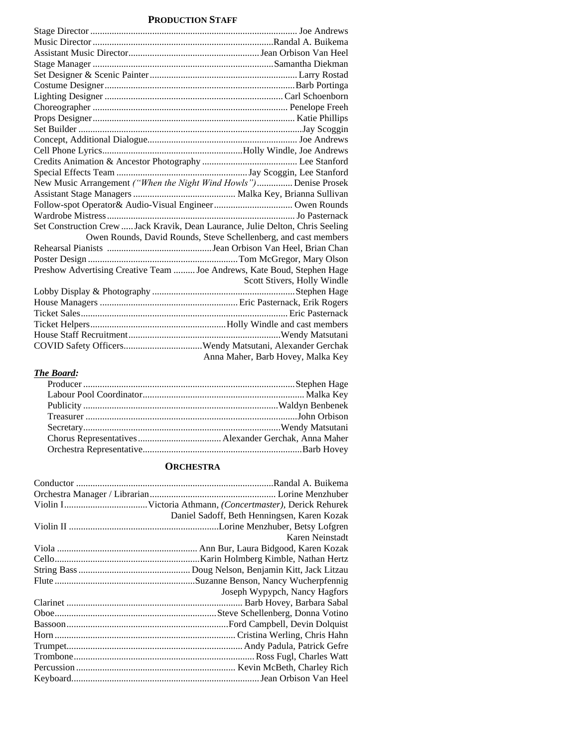## Production Staff

| | |
|---|---|
| Stage Director | Joe Andrews |
| Music Director | Randal A. Buikema |
| Assistant Music Director | Jean Orbison Van Heel |
| Stage Manager | Samantha Diekman |
| Set Designer & Scenic Painter | Larry Rostad |
| Costume Designer | Barb Portinga |
| Lighting Designer | Carl Schoenborn |
| Choreographer | Penelope Freeh |
| Props Designer | Katie Phillips |
| Set Builder | Jay Scoggin |
| Concept, Additional Dialogue | Joe Andrews |
| Cell Phone Lyrics | Holly Windle, Joe Andrews |
| Credits Animation & Ancestor Photography | Lee Stanford |
| Special Effects Team | Jay Scoggin, Lee Stanford |
| New Music Arrangement *("When the Night Wind Howls")* | Denise Prosek |
| Assistant Stage Managers | Malka Key, Brianna Sullivan |
| Follow-spot Operator& Audio-Visual Engineer | Owen Rounds |
| Wardrobe Mistress | Jo Pasternack |
| Set Construction Crew | Jack Kravik, Dean Laurance, Julie Delton, Chris Seeling, Owen Rounds, David Rounds, Steve Schellenberg, and cast members |
| Rehearsal Pianists | Jean Orbison Van Heel, Brian Chan |
| Poster Design | Tom McGregor, Mary Olson |
| Preshow Advertising Creative Team | Joe Andrews, Kate Boud, Stephen Hage, Scott Stivers, Holly Windle |
| Lobby Display & Photography | Stephen Hage |
| House Managers | Eric Pasternack, Erik Rogers |
| Ticket Sales | Eric Pasternack |
| Ticket Helpers | Holly Windle and cast members |
| House Staff Recruitment | Wendy Matsutani |
| COVID Safety Officers | Wendy Matsutani, Alexander Gerchak, Anna Maher, Barb Hovey, Malka Key |

***The Board:***

| | |
|---|---|
| Producer | Stephen Hage |
| Labour Pool Coordinator | Malka Key |
| Publicity | Waldyn Benbenek |
| Treasurer | John Orbison |
| Secretary | Wendy Matsutani |
| Chorus Representatives | Alexander Gerchak, Anna Maher |
| Orchestra Representative | Barb Hovey |

## Orchestra

| | |
|---|---|
| Conductor | Randal A. Buikema |
| Orchestra Manager / Librarian | Lorine Menzhuber |
| Violin I | Victoria Athmann, *(Concertmaster)*, Derick Rehurek, Daniel Sadoff, Beth Henningsen, Karen Kozak |
| Violin II | Lorine Menzhuber, Betsy Lofgren, Karen Neinstadt |
| Viola | Ann Bur, Laura Bidgood, Karen Kozak |
| Cello | Karin Holmberg Kimble, Nathan Hertz |
| String Bass | Doug Nelson, Benjamin Kitt, Jack Litzau |
| Flute | Suzanne Benson, Nancy Wucherpfennig, Joseph Wypypch, Nancy Hagfors |
| Clarinet | Barb Hovey, Barbara Sabal |
| Oboe | Steve Schellenberg, Donna Votino |
| Bassoon | Ford Campbell, Devin Dolquist |
| Horn | Cristina Werling, Chris Hahn |
| Trumpet | Andy Padula, Patrick Gefre |
| Trombone | Ross Fugl, Charles Watt |
| Percussion | Kevin McBeth, Charley Rich |
| Keyboard | Jean Orbison Van Heel |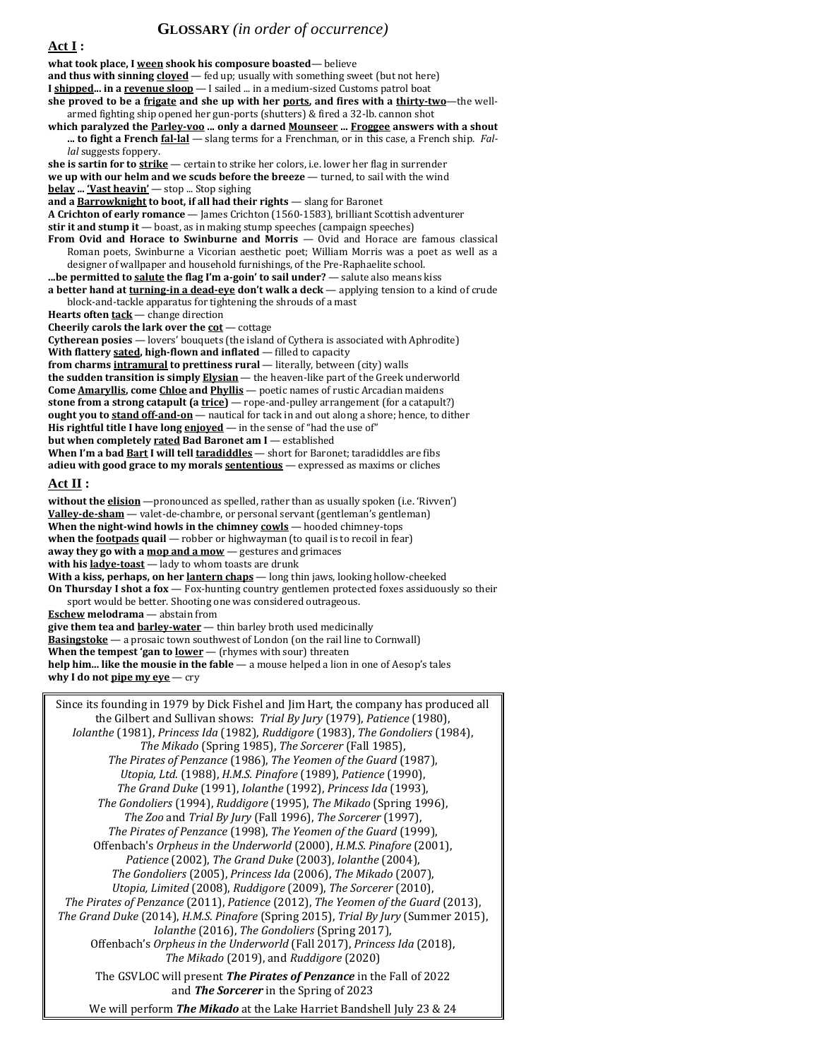# **GLOSSARY** *(in order of occurrence)*

## **Act I :**

**what took place, I <u>ween</u> shook his composure boasted**— believe
**and thus with sinning <u>cloyed</u>** — fed up; usually with something sweet (but not here)
**I <u>shipped</u>... in a <u>revenue sloop</u>** — I sailed ... in a medium-sized Customs patrol boat
**she proved to be a <u>frigate</u> and she up with her <u>ports</u>, and fires with a <u>thirty-two</u>**—the well-armed fighting ship opened her gun-ports (shutters) & fired a 32-lb. cannon shot
**which paralyzed the <u>Parley-voo</u> ... only a darned <u>Mounseer</u> ... <u>Froggee</u> answers with a shout ... to fight a French <u>fal-lal</u>** — slang terms for a Frenchman, or in this case, a French ship. *Fal-lal* suggests foppery.
**she is sartin for to <u>strike</u>** — certain to strike her colors, i.e. lower her flag in surrender
**we up with our helm and we scuds before the breeze** — turned, to sail with the wind
**<u>belay</u> ... <u>'Vast heavin'</u>** — stop ... Stop sighing
**and a <u>Barrowknight</u> to boot, if all had their rights** — slang for Baronet
**A Crichton of early romance** — James Crichton (1560-1583), brilliant Scottish adventurer
**stir it and stump it** — boast, as in making stump speeches (campaign speeches)
**From Ovid and Horace to Swinburne and Morris** — Ovid and Horace are famous classical Roman poets, Swinburne a Vicorian aesthetic poet; William Morris was a poet as well as a designer of wallpaper and household furnishings, of the Pre-Raphaelite school.
**...be permitted to <u>salute</u> the flag I'm a-goin' to sail under?** — salute also means kiss
**a better hand at <u>turning-in a dead-eye</u> don't walk a deck** — applying tension to a kind of crude block-and-tackle apparatus for tightening the shrouds of a mast
**Hearts often <u>tack</u>** — change direction
**Cheerily carols the lark over the <u>cot</u>** — cottage
**Cytherean posies** — lovers' bouquets (the island of Cythera is associated with Aphrodite)
**With flattery <u>sated</u>, high-flown and inflated** — filled to capacity
**from charms <u>intramural</u> to prettiness rural** — literally, between (city) walls
**the sudden transition is simply <u>Elysian</u>** — the heaven-like part of the Greek underworld
**Come <u>Amaryllis</u>, come <u>Chloe</u> and <u>Phyllis</u>** — poetic names of rustic Arcadian maidens
**stone from a strong catapult (a <u>trice</u>)** — rope-and-pulley arrangement (for a catapult?)
**ought you to <u>stand off-and-on</u>** — nautical for tack in and out along a shore; hence, to dither
**His rightful title I have long <u>enjoyed</u>** — in the sense of "had the use of"
**but when completely <u>rated</u> Bad Baronet am I** — established
**When I'm a bad <u>Bart</u> I will tell <u>taradiddles</u>** — short for Baronet; taradiddles are fibs
**adieu with good grace to my morals <u>sententious</u>** — expressed as maxims or cliches

## **Act II :**

**without the <u>elision</u>** —pronounced as spelled, rather than as usually spoken (i.e. 'Rivven')
**<u>Valley-de-sham</u>** — valet-de-chambre, or personal servant (gentleman's gentleman)
**When the night-wind howls in the chimney <u>cowls</u>** — hooded chimney-tops
**when the <u>footpads</u> quail** — robber or highwayman (to quail is to recoil in fear)
**away they go with a <u>mop and a mow</u>** — gestures and grimaces
**with his <u>ladye-toast</u>** — lady to whom toasts are drunk
**With a kiss, perhaps, on her <u>lantern chaps</u>** — long thin jaws, looking hollow-cheeked
**On Thursday I shot a fox** — Fox-hunting country gentlemen protected foxes assiduously so their sport would be better. Shooting one was considered outrageous.
**<u>Eschew</u> melodrama** — abstain from
**give them tea and <u>barley-water</u>** — thin barley broth used medicinally
**<u>Basingstoke</u>** — a prosaic town southwest of London (on the rail line to Cornwall)
**When the tempest 'gan to <u>lower</u>** — (rhymes with sour) threaten
**help him... like the mousie in the fable** — a mouse helped a lion in one of Aesop's tales
**why I do not <u>pipe my eye</u>** — cry

---

Since its founding in 1979 by Dick Fishel and Jim Hart, the company has produced all the Gilbert and Sullivan shows: *Trial By Jury* (1979), *Patience* (1980), *Iolanthe* (1981), *Princess Ida* (1982), *Ruddigore* (1983), *The Gondoliers* (1984), *The Mikado* (Spring 1985), *The Sorcerer* (Fall 1985), *The Pirates of Penzance* (1986), *The Yeomen of the Guard* (1987), *Utopia, Ltd.* (1988), *H.M.S. Pinafore* (1989), *Patience* (1990), *The Grand Duke* (1991), *Iolanthe* (1992), *Princess Ida* (1993), *The Gondoliers* (1994), *Ruddigore* (1995), *The Mikado* (Spring 1996), *The Zoo* and *Trial By Jury* (Fall 1996), *The Sorcerer* (1997), *The Pirates of Penzance* (1998), *The Yeomen of the Guard* (1999), Offenbach's *Orpheus in the Underworld* (2000), *H.M.S. Pinafore* (2001), *Patience* (2002), *The Grand Duke* (2003), *Iolanthe* (2004), *The Gondoliers* (2005), *Princess Ida* (2006), *The Mikado* (2007), *Utopia, Limited* (2008), *Ruddigore* (2009), *The Sorcerer* (2010), *The Pirates of Penzance* (2011), *Patience* (2012), *The Yeomen of the Guard* (2013), *The Grand Duke* (2014), *H.M.S. Pinafore* (Spring 2015), *Trial By Jury* (Summer 2015), *Iolanthe* (2016), *The Gondoliers* (Spring 2017), Offenbach's *Orpheus in the Underworld* (Fall 2017), *Princess Ida* (2018), *The Mikado* (2019), and *Ruddigore* (2020)

The GSVLOC will present ***The Pirates of Penzance*** in the Fall of 2022 and ***The Sorcerer*** in the Spring of 2023

We will perform ***The Mikado*** at the Lake Harriet Bandshell July 23 & 24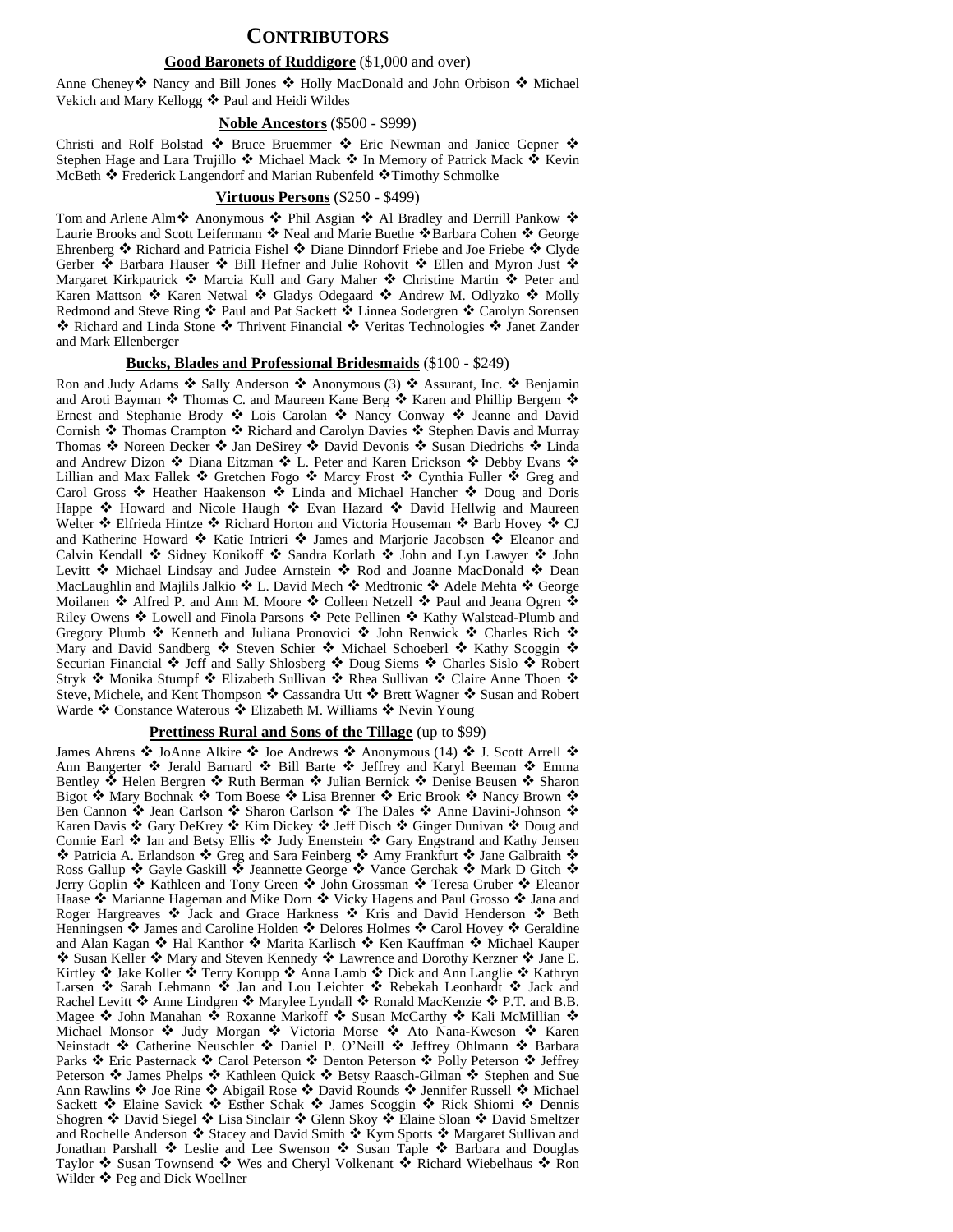# CONTRIBUTORS

**Good Baronets of Ruddigore** ($1,000 and over)

Anne Cheney❖ Nancy and Bill Jones ❖ Holly MacDonald and John Orbison ❖ Michael Vekich and Mary Kellogg ❖ Paul and Heidi Wildes

**Noble Ancestors** ($500 - $999)

Christi and Rolf Bolstad ❖ Bruce Bruemmer ❖ Eric Newman and Janice Gepner ❖ Stephen Hage and Lara Trujillo ❖ Michael Mack ❖ In Memory of Patrick Mack ❖ Kevin McBeth ❖ Frederick Langendorf and Marian Rubenfeld ❖Timothy Schmolke

**Virtuous Persons** ($250 - $499)

Tom and Arlene Alm❖ Anonymous ❖ Phil Asgian ❖ Al Bradley and Derrill Pankow ❖ Laurie Brooks and Scott Leifermann ❖ Neal and Marie Buethe ❖Barbara Cohen ❖ George Ehrenberg ❖ Richard and Patricia Fishel ❖ Diane Dinndorf Friebe and Joe Friebe ❖ Clyde Gerber ❖ Barbara Hauser ❖ Bill Hefner and Julie Rohovit ❖ Ellen and Myron Just ❖ Margaret Kirkpatrick ❖ Marcia Kull and Gary Maher ❖ Christine Martin ❖ Peter and Karen Mattson ❖ Karen Netwal ❖ Gladys Odegaard ❖ Andrew M. Odlyzko ❖ Molly Redmond and Steve Ring ❖ Paul and Pat Sackett ❖ Linnea Sodergren ❖ Carolyn Sorensen ❖ Richard and Linda Stone ❖ Thrivent Financial ❖ Veritas Technologies ❖ Janet Zander and Mark Ellenberger

**Bucks, Blades and Professional Bridesmaids** ($100 - $249)

Ron and Judy Adams ❖ Sally Anderson ❖ Anonymous (3) ❖ Assurant, Inc. ❖ Benjamin and Aroti Bayman ❖ Thomas C. and Maureen Kane Berg ❖ Karen and Phillip Bergem ❖ Ernest and Stephanie Brody ❖ Lois Carolan ❖ Nancy Conway ❖ Jeanne and David Cornish ❖ Thomas Crampton ❖ Richard and Carolyn Davies ❖ Stephen Davis and Murray Thomas ❖ Noreen Decker ❖ Jan DeSirey ❖ David Devonis ❖ Susan Diedrichs ❖ Linda and Andrew Dizon ❖ Diana Eitzman ❖ L. Peter and Karen Erickson ❖ Debby Evans ❖ Lillian and Max Fallek ❖ Gretchen Fogo ❖ Marcy Frost ❖ Cynthia Fuller ❖ Greg and Carol Gross ❖ Heather Haakenson ❖ Linda and Michael Hancher ❖ Doug and Doris Happe ❖ Howard and Nicole Haugh ❖ Evan Hazard ❖ David Hellwig and Maureen Welter ❖ Elfrieda Hintze ❖ Richard Horton and Victoria Houseman ❖ Barb Hovey ❖ CJ and Katherine Howard ❖ Katie Intrieri ❖ James and Marjorie Jacobsen ❖ Eleanor and Calvin Kendall ❖ Sidney Konikoff ❖ Sandra Korlath ❖ John and Lyn Lawyer ❖ John Levitt ❖ Michael Lindsay and Judee Arnstein ❖ Rod and Joanne MacDonald ❖ Dean MacLaughlin and Majlils Jalkio ❖ L. David Mech ❖ Medtronic ❖ Adele Mehta ❖ George Moilanen ❖ Alfred P. and Ann M. Moore ❖ Colleen Netzell ❖ Paul and Jeana Ogren ❖ Riley Owens ❖ Lowell and Finola Parsons ❖ Pete Pellinen ❖ Kathy Walstead-Plumb and Gregory Plumb ❖ Kenneth and Juliana Pronovici ❖ John Renwick ❖ Charles Rich ❖ Mary and David Sandberg ❖ Steven Schier ❖ Michael Schoeberl ❖ Kathy Scoggin ❖ Securian Financial ❖ Jeff and Sally Shlosberg ❖ Doug Siems ❖ Charles Sislo ❖ Robert Stryk ❖ Monika Stumpf ❖ Elizabeth Sullivan ❖ Rhea Sullivan ❖ Claire Anne Thoen ❖ Steve, Michele, and Kent Thompson ❖ Cassandra Utt ❖ Brett Wagner ❖ Susan and Robert Warde ❖ Constance Waterous ❖ Elizabeth M. Williams ❖ Nevin Young

**Prettiness Rural and Sons of the Tillage** (up to $99)

James Ahrens ❖ JoAnne Alkire ❖ Joe Andrews ❖ Anonymous (14) ❖ J. Scott Arrell ❖ Ann Bangerter ❖ Jerald Barnard ❖ Bill Barte ❖ Jeffrey and Karyl Beeman ❖ Emma Bentley ❖ Helen Bergren ❖ Ruth Berman ❖ Julian Bernick ❖ Denise Beusen ❖ Sharon Bigot ❖ Mary Bochnak ❖ Tom Boese ❖ Lisa Brenner ❖ Eric Brook ❖ Nancy Brown ❖ Ben Cannon ❖ Jean Carlson ❖ Sharon Carlson ❖ The Dales ❖ Anne Davini-Johnson ❖ Karen Davis ❖ Gary DeKrey ❖ Kim Dickey ❖ Jeff Disch ❖ Ginger Dunivan ❖ Doug and Connie Earl ❖ Ian and Betsy Ellis ❖ Judy Enenstein ❖ Gary Engstrand and Kathy Jensen ❖ Patricia A. Erlandson ❖ Greg and Sara Feinberg ❖ Amy Frankfurt ❖ Jane Galbraith ❖ Ross Gallup ❖ Gayle Gaskill ❖ Jeannette George ❖ Vance Gerchak ❖ Mark D Gitch ❖ Jerry Goplin ❖ Kathleen and Tony Green ❖ John Grossman ❖ Teresa Gruber ❖ Eleanor Haase ❖ Marianne Hageman and Mike Dorn ❖ Vicky Hagens and Paul Grosso ❖ Jana and Roger Hargreaves ❖ Jack and Grace Harkness ❖ Kris and David Henderson ❖ Beth Henningsen ❖ James and Caroline Holden ❖ Delores Holmes ❖ Carol Hovey ❖ Geraldine and Alan Kagan ❖ Hal Kanthor ❖ Marita Karlisch ❖ Ken Kauffman ❖ Michael Kauper ❖ Susan Keller ❖ Mary and Steven Kennedy ❖ Lawrence and Dorothy Kerzner ❖ Jane E. Kirtley ❖ Jake Koller ❖ Terry Korupp ❖ Anna Lamb ❖ Dick and Ann Langlie ❖ Kathryn Larsen ❖ Sarah Lehmann ❖ Jan and Lou Leichter ❖ Rebekah Leonhardt ❖ Jack and Rachel Levitt ❖ Anne Lindgren ❖ Marylee Lyndall ❖ Ronald MacKenzie ❖ P.T. and B.B. Magee ❖ John Manahan ❖ Roxanne Markoff ❖ Susan McCarthy ❖ Kali McMillian ❖ Michael Monsor ❖ Judy Morgan ❖ Victoria Morse ❖ Ato Nana-Kweson ❖ Karen Neinstadt ❖ Catherine Neuschler ❖ Daniel P. O'Neill ❖ Jeffrey Ohlmann ❖ Barbara Parks ❖ Eric Pasternack ❖ Carol Peterson ❖ Denton Peterson ❖ Polly Peterson ❖ Jeffrey Peterson ❖ James Phelps ❖ Kathleen Quick ❖ Betsy Raasch-Gilman ❖ Stephen and Sue Ann Rawlins ❖ Joe Rine ❖ Abigail Rose ❖ David Rounds ❖ Jennifer Russell ❖ Michael Sackett ❖ Elaine Savick ❖ Esther Schak ❖ James Scoggin ❖ Rick Shiomi ❖ Dennis Shogren ❖ David Siegel ❖ Lisa Sinclair ❖ Glenn Skoy ❖ Elaine Sloan ❖ David Smeltzer and Rochelle Anderson ❖ Stacey and David Smith ❖ Kym Spotts ❖ Margaret Sullivan and Jonathan Parshall ❖ Leslie and Lee Swenson ❖ Susan Taple ❖ Barbara and Douglas Taylor ❖ Susan Townsend ❖ Wes and Cheryl Volkenant ❖ Richard Wiebelhaus ❖ Ron Wilder ❖ Peg and Dick Woellner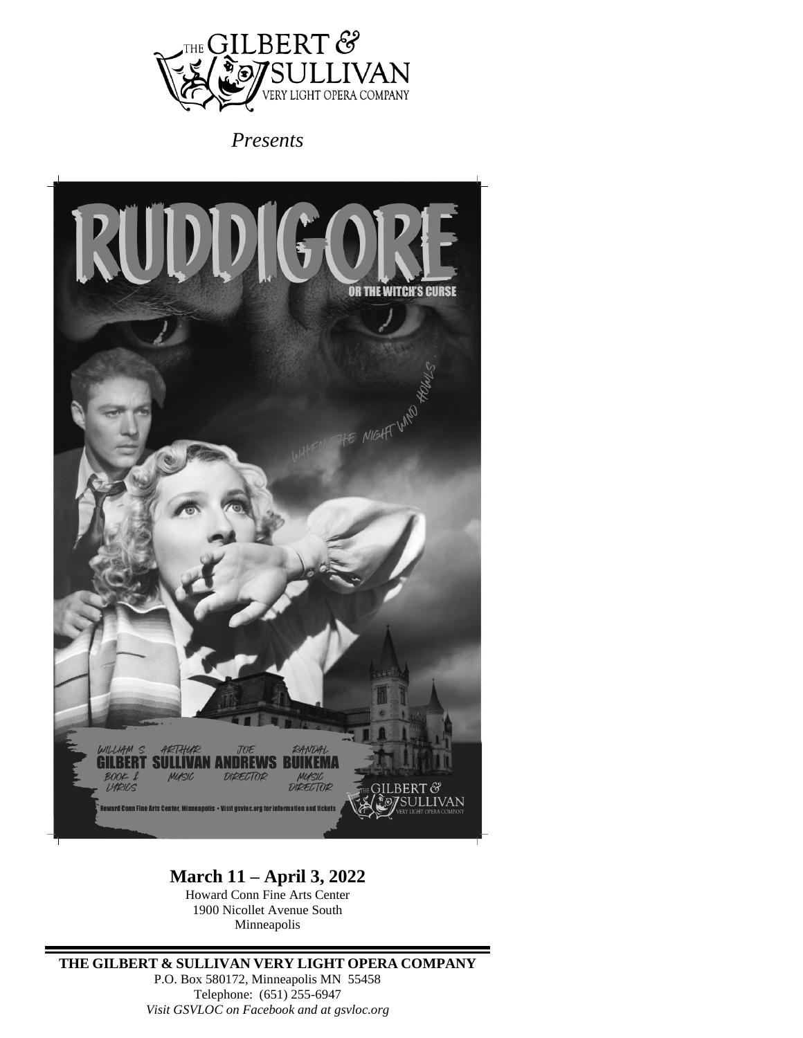THE GILBERT & SULLIVAN VERY LIGHT OPERA COMPANY

*Presents*

RUDDIGORE

OR THE WITCH'S CURSE

WHEN THE NIGHT WIND HOWLS

WILLIAM S. GILBERT BOOK & LYRICS

ARTHUR SULLIVAN MUSIC

JOE ANDREWS DIRECTOR

RANDAL BUIKEMA MUSIC DIRECTOR

Howard Conn Fine Arts Center, Minneapolis • Visit gsvloc.org for information and tickets

**March 11 – April 3, 2022**

Howard Conn Fine Arts Center
1900 Nicollet Avenue South
Minneapolis

**THE GILBERT & SULLIVAN VERY LIGHT OPERA COMPANY**

P.O. Box 580172, Minneapolis MN 55458
Telephone: (651) 255-6947
*Visit GSVLOC on Facebook and at gsvloc.org*